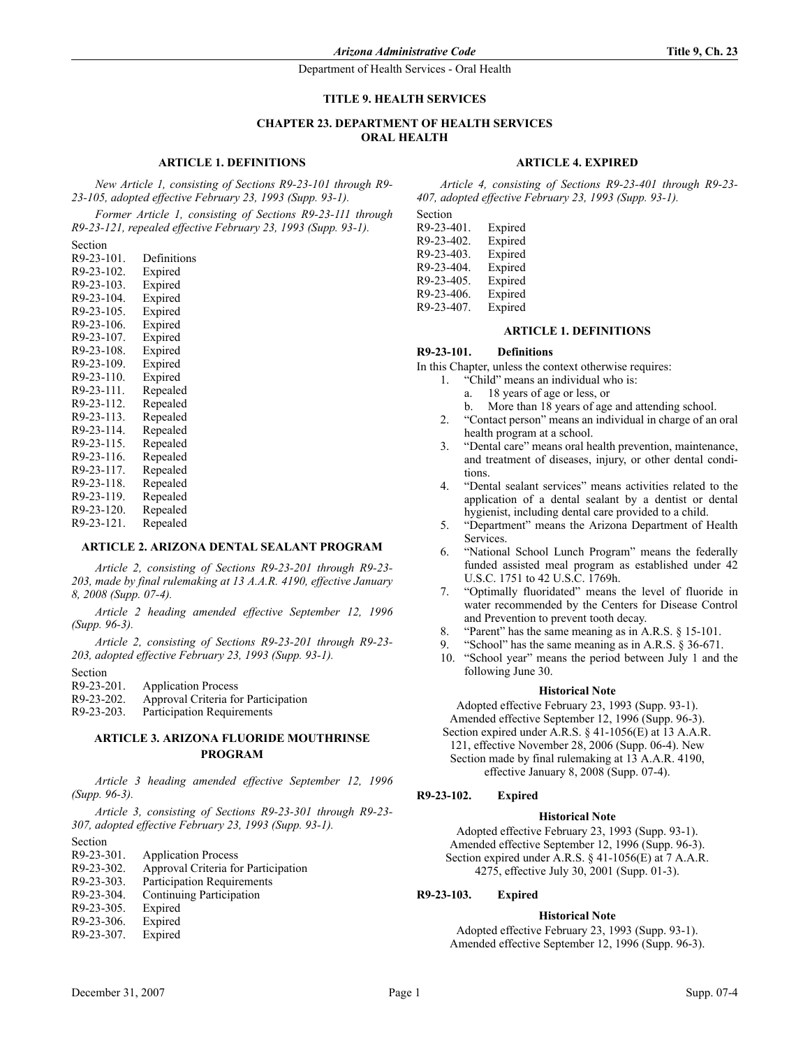# TITLE 9. HEALTH SERVICES

## CHAPTER 23. DEPARTMENT OF HEALTH SERVICES ORAL HEALTH

### ARTICLE 1. DEFINITIONS

*New Article 1, consisting of Sections R9-23-101 through R9-23-105, adopted effective February 23, 1993 (Supp. 93-1).*

*Former Article 1, consisting of Sections R9-23-111 through R9-23-121, repealed effective February 23, 1993 (Supp. 93-1).*

Section
R9-23-101. Definitions
R9-23-102. Expired
R9-23-103. Expired
R9-23-104. Expired
R9-23-105. Expired
R9-23-106. Expired
R9-23-107. Expired
R9-23-108. Expired
R9-23-109. Expired
R9-23-110. Expired
R9-23-111. Repealed
R9-23-112. Repealed
R9-23-113. Repealed
R9-23-114. Repealed
R9-23-115. Repealed
R9-23-116. Repealed
R9-23-117. Repealed
R9-23-118. Repealed
R9-23-119. Repealed
R9-23-120. Repealed
R9-23-121. Repealed

### ARTICLE 2. ARIZONA DENTAL SEALANT PROGRAM

*Article 2, consisting of Sections R9-23-201 through R9-23-203, made by final rulemaking at 13 A.A.R. 4190, effective January 8, 2008 (Supp. 07-4).*

*Article 2 heading amended effective September 12, 1996 (Supp. 96-3).*

*Article 2, consisting of Sections R9-23-201 through R9-23-203, adopted effective February 23, 1993 (Supp. 93-1).*

Section
R9-23-201. Application Process
R9-23-202. Approval Criteria for Participation
R9-23-203. Participation Requirements

### ARTICLE 3. ARIZONA FLUORIDE MOUTHRINSE PROGRAM

*Article 3 heading amended effective September 12, 1996 (Supp. 96-3).*

*Article 3, consisting of Sections R9-23-301 through R9-23-307, adopted effective February 23, 1993 (Supp. 93-1).*

Section
R9-23-301. Application Process
R9-23-302. Approval Criteria for Participation
R9-23-303. Participation Requirements
R9-23-304. Continuing Participation
R9-23-305. Expired
R9-23-306. Expired
R9-23-307. Expired

### ARTICLE 4. EXPIRED

*Article 4, consisting of Sections R9-23-401 through R9-23-407, adopted effective February 23, 1993 (Supp. 93-1).*

Section
R9-23-401. Expired
R9-23-402. Expired
R9-23-403. Expired
R9-23-404. Expired
R9-23-405. Expired
R9-23-406. Expired
R9-23-407. Expired

### ARTICLE 1. DEFINITIONS

**R9-23-101. Definitions**

In this Chapter, unless the context otherwise requires:

1. "Child" means an individual who is:
   a. 18 years of age or less, or
   b. More than 18 years of age and attending school.
2. "Contact person" means an individual in charge of an oral health program at a school.
3. "Dental care" means oral health prevention, maintenance, and treatment of diseases, injury, or other dental conditions.
4. "Dental sealant services" means activities related to the application of a dental sealant by a dentist or dental hygienist, including dental care provided to a child.
5. "Department" means the Arizona Department of Health Services.
6. "National School Lunch Program" means the federally funded assisted meal program as established under 42 U.S.C. 1751 to 42 U.S.C. 1769h.
7. "Optimally fluoridated" means the level of fluoride in water recommended by the Centers for Disease Control and Prevention to prevent tooth decay.
8. "Parent" has the same meaning as in A.R.S. § 15-101.
9. "School" has the same meaning as in A.R.S. § 36-671.
10. "School year" means the period between July 1 and the following June 30.

**Historical Note**

Adopted effective February 23, 1993 (Supp. 93-1). Amended effective September 12, 1996 (Supp. 96-3). Section expired under A.R.S. § 41-1056(E) at 13 A.A.R. 121, effective November 28, 2006 (Supp. 06-4). New Section made by final rulemaking at 13 A.A.R. 4190, effective January 8, 2008 (Supp. 07-4).

**R9-23-102. Expired**

**Historical Note**

Adopted effective February 23, 1993 (Supp. 93-1). Amended effective September 12, 1996 (Supp. 96-3). Section expired under A.R.S. § 41-1056(E) at 7 A.A.R. 4275, effective July 30, 2001 (Supp. 01-3).

**R9-23-103. Expired**

**Historical Note**

Adopted effective February 23, 1993 (Supp. 93-1). Amended effective September 12, 1996 (Supp. 96-3).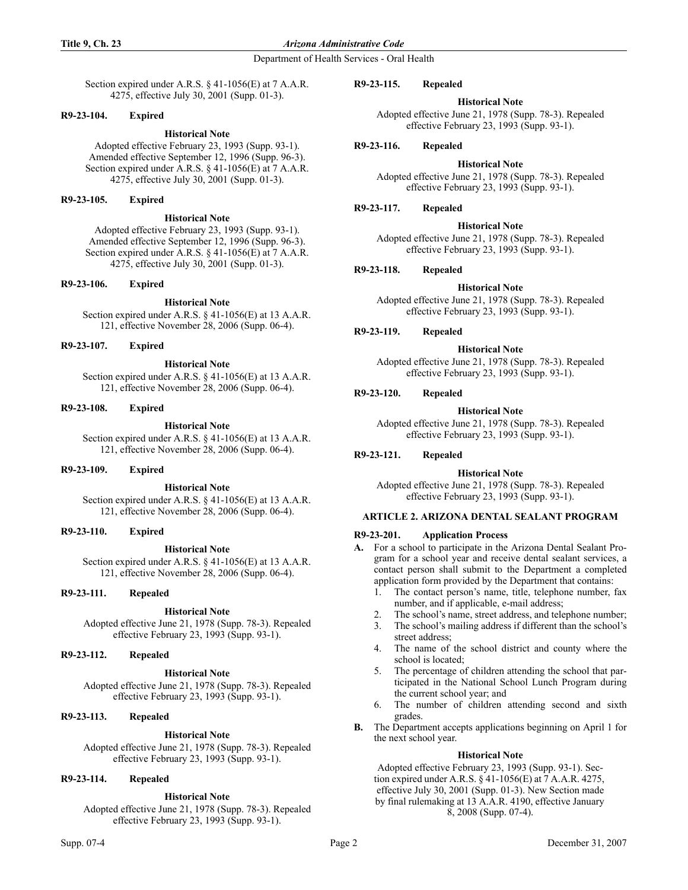Section expired under A.R.S. § 41-1056(E) at 7 A.A.R. 4275, effective July 30, 2001 (Supp. 01-3).

### R9-23-104. Expired

**Historical Note**

Adopted effective February 23, 1993 (Supp. 93-1). Amended effective September 12, 1996 (Supp. 96-3). Section expired under A.R.S. § 41-1056(E) at 7 A.A.R. 4275, effective July 30, 2001 (Supp. 01-3).

### R9-23-105. Expired

**Historical Note**

Adopted effective February 23, 1993 (Supp. 93-1). Amended effective September 12, 1996 (Supp. 96-3). Section expired under A.R.S. § 41-1056(E) at 7 A.A.R. 4275, effective July 30, 2001 (Supp. 01-3).

### R9-23-106. Expired

**Historical Note**

Section expired under A.R.S. § 41-1056(E) at 13 A.A.R. 121, effective November 28, 2006 (Supp. 06-4).

### R9-23-107. Expired

**Historical Note**

Section expired under A.R.S. § 41-1056(E) at 13 A.A.R. 121, effective November 28, 2006 (Supp. 06-4).

### R9-23-108. Expired

**Historical Note**

Section expired under A.R.S. § 41-1056(E) at 13 A.A.R. 121, effective November 28, 2006 (Supp. 06-4).

### R9-23-109. Expired

**Historical Note**

Section expired under A.R.S. § 41-1056(E) at 13 A.A.R. 121, effective November 28, 2006 (Supp. 06-4).

### R9-23-110. Expired

**Historical Note**

Section expired under A.R.S. § 41-1056(E) at 13 A.A.R. 121, effective November 28, 2006 (Supp. 06-4).

### R9-23-111. Repealed

**Historical Note**

Adopted effective June 21, 1978 (Supp. 78-3). Repealed effective February 23, 1993 (Supp. 93-1).

### R9-23-112. Repealed

**Historical Note**

Adopted effective June 21, 1978 (Supp. 78-3). Repealed effective February 23, 1993 (Supp. 93-1).

### R9-23-113. Repealed

**Historical Note**

Adopted effective June 21, 1978 (Supp. 78-3). Repealed effective February 23, 1993 (Supp. 93-1).

### R9-23-114. Repealed

**Historical Note**

Adopted effective June 21, 1978 (Supp. 78-3). Repealed effective February 23, 1993 (Supp. 93-1).

### R9-23-115. Repealed

**Historical Note**

Adopted effective June 21, 1978 (Supp. 78-3). Repealed effective February 23, 1993 (Supp. 93-1).

### R9-23-116. Repealed

**Historical Note**

Adopted effective June 21, 1978 (Supp. 78-3). Repealed effective February 23, 1993 (Supp. 93-1).

### R9-23-117. Repealed

**Historical Note**

Adopted effective June 21, 1978 (Supp. 78-3). Repealed effective February 23, 1993 (Supp. 93-1).

### R9-23-118. Repealed

**Historical Note**

Adopted effective June 21, 1978 (Supp. 78-3). Repealed effective February 23, 1993 (Supp. 93-1).

### R9-23-119. Repealed

**Historical Note**

Adopted effective June 21, 1978 (Supp. 78-3). Repealed effective February 23, 1993 (Supp. 93-1).

### R9-23-120. Repealed

**Historical Note**

Adopted effective June 21, 1978 (Supp. 78-3). Repealed effective February 23, 1993 (Supp. 93-1).

### R9-23-121. Repealed

**Historical Note**

Adopted effective June 21, 1978 (Supp. 78-3). Repealed effective February 23, 1993 (Supp. 93-1).

## ARTICLE 2. ARIZONA DENTAL SEALANT PROGRAM

### R9-23-201. Application Process

**A.** For a school to participate in the Arizona Dental Sealant Program for a school year and receive dental sealant services, a contact person shall submit to the Department a completed application form provided by the Department that contains:

1. The contact person's name, title, telephone number, fax number, and if applicable, e-mail address;
2. The school's name, street address, and telephone number;
3. The school's mailing address if different than the school's street address;
4. The name of the school district and county where the school is located;
5. The percentage of children attending the school that participated in the National School Lunch Program during the current school year; and
6. The number of children attending second and sixth grades.

**B.** The Department accepts applications beginning on April 1 for the next school year.

**Historical Note**

Adopted effective February 23, 1993 (Supp. 93-1). Section expired under A.R.S. § 41-1056(E) at 7 A.A.R. 4275, effective July 30, 2001 (Supp. 01-3). New Section made by final rulemaking at 13 A.A.R. 4190, effective January 8, 2008 (Supp. 07-4).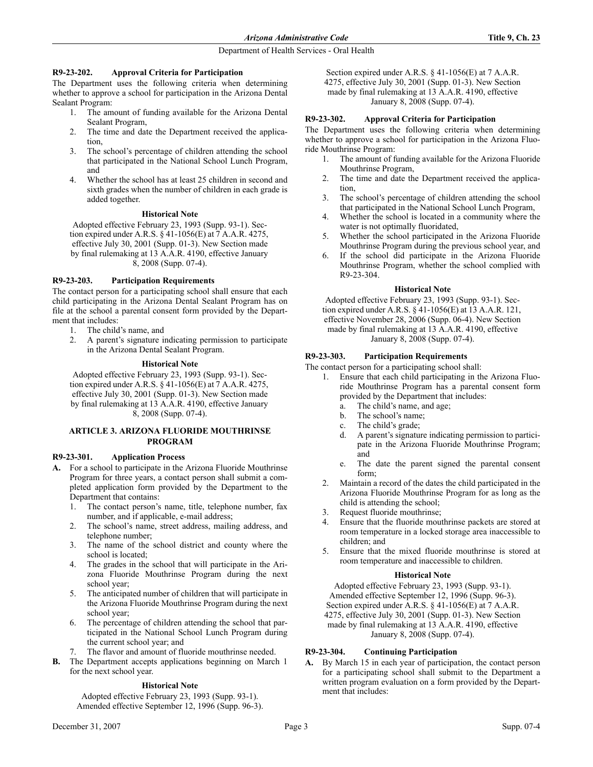### R9-23-202. Approval Criteria for Participation

The Department uses the following criteria when determining whether to approve a school for participation in the Arizona Dental Sealant Program:

1. The amount of funding available for the Arizona Dental Sealant Program,
2. The time and date the Department received the application,
3. The school's percentage of children attending the school that participated in the National School Lunch Program, and
4. Whether the school has at least 25 children in second and sixth grades when the number of children in each grade is added together.

**Historical Note**

Adopted effective February 23, 1993 (Supp. 93-1). Section expired under A.R.S. § 41-1056(E) at 7 A.A.R. 4275, effective July 30, 2001 (Supp. 01-3). New Section made by final rulemaking at 13 A.A.R. 4190, effective January 8, 2008 (Supp. 07-4).

### R9-23-203. Participation Requirements

The contact person for a participating school shall ensure that each child participating in the Arizona Dental Sealant Program has on file at the school a parental consent form provided by the Department that includes:

1. The child's name, and
2. A parent's signature indicating permission to participate in the Arizona Dental Sealant Program.

**Historical Note**

Adopted effective February 23, 1993 (Supp. 93-1). Section expired under A.R.S. § 41-1056(E) at 7 A.A.R. 4275, effective July 30, 2001 (Supp. 01-3). New Section made by final rulemaking at 13 A.A.R. 4190, effective January 8, 2008 (Supp. 07-4).

## ARTICLE 3. ARIZONA FLUORIDE MOUTHRINSE PROGRAM

### R9-23-301. Application Process

**A.** For a school to participate in the Arizona Fluoride Mouthrinse Program for three years, a contact person shall submit a completed application form provided by the Department to the Department that contains:

1. The contact person's name, title, telephone number, fax number, and if applicable, e-mail address;
2. The school's name, street address, mailing address, and telephone number;
3. The name of the school district and county where the school is located;
4. The grades in the school that will participate in the Arizona Fluoride Mouthrinse Program during the next school year;
5. The anticipated number of children that will participate in the Arizona Fluoride Mouthrinse Program during the next school year;
6. The percentage of children attending the school that participated in the National School Lunch Program during the current school year; and
7. The flavor and amount of fluoride mouthrinse needed.

**B.** The Department accepts applications beginning on March 1 for the next school year.

**Historical Note**

Adopted effective February 23, 1993 (Supp. 93-1). Amended effective September 12, 1996 (Supp. 96-3). Section expired under A.R.S. § 41-1056(E) at 7 A.A.R. 4275, effective July 30, 2001 (Supp. 01-3). New Section made by final rulemaking at 13 A.A.R. 4190, effective January 8, 2008 (Supp. 07-4).

### R9-23-302. Approval Criteria for Participation

The Department uses the following criteria when determining whether to approve a school for participation in the Arizona Fluoride Mouthrinse Program:

1. The amount of funding available for the Arizona Fluoride Mouthrinse Program,
2. The time and date the Department received the application,
3. The school's percentage of children attending the school that participated in the National School Lunch Program,
4. Whether the school is located in a community where the water is not optimally fluoridated,
5. Whether the school participated in the Arizona Fluoride Mouthrinse Program during the previous school year, and
6. If the school did participate in the Arizona Fluoride Mouthrinse Program, whether the school complied with R9-23-304.

**Historical Note**

Adopted effective February 23, 1993 (Supp. 93-1). Section expired under A.R.S. § 41-1056(E) at 13 A.A.R. 121, effective November 28, 2006 (Supp. 06-4). New Section made by final rulemaking at 13 A.A.R. 4190, effective January 8, 2008 (Supp. 07-4).

### R9-23-303. Participation Requirements

The contact person for a participating school shall:

1. Ensure that each child participating in the Arizona Fluoride Mouthrinse Program has a parental consent form provided by the Department that includes:
   a. The child's name, and age;
   b. The school's name;
   c. The child's grade;
   d. A parent's signature indicating permission to participate in the Arizona Fluoride Mouthrinse Program; and
   e. The date the parent signed the parental consent form;
2. Maintain a record of the dates the child participated in the Arizona Fluoride Mouthrinse Program for as long as the child is attending the school;
3. Request fluoride mouthrinse;
4. Ensure that the fluoride mouthrinse packets are stored at room temperature in a locked storage area inaccessible to children; and
5. Ensure that the mixed fluoride mouthrinse is stored at room temperature and inaccessible to children.

**Historical Note**

Adopted effective February 23, 1993 (Supp. 93-1). Amended effective September 12, 1996 (Supp. 96-3). Section expired under A.R.S. § 41-1056(E) at 7 A.A.R. 4275, effective July 30, 2001 (Supp. 01-3). New Section made by final rulemaking at 13 A.A.R. 4190, effective January 8, 2008 (Supp. 07-4).

### R9-23-304. Continuing Participation

**A.** By March 15 in each year of participation, the contact person for a participating school shall submit to the Department a written program evaluation on a form provided by the Department that includes: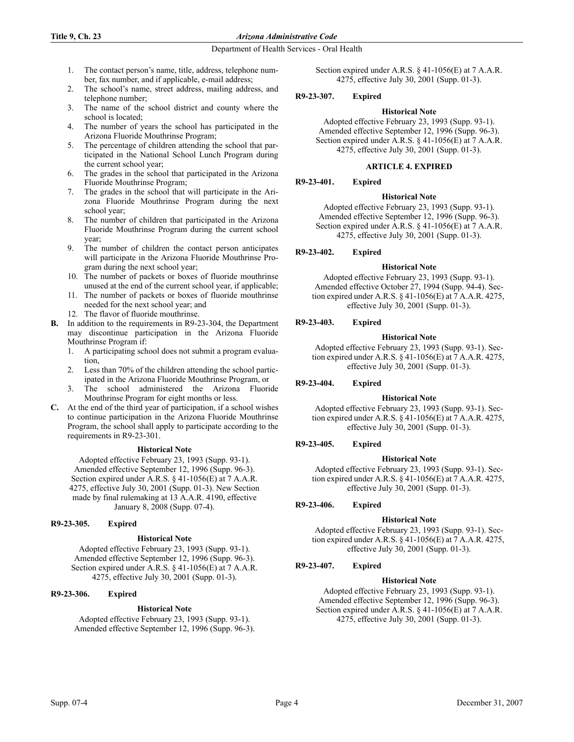1. The contact person's name, title, address, telephone number, fax number, and if applicable, e-mail address;
2. The school's name, street address, mailing address, and telephone number;
3. The name of the school district and county where the school is located;
4. The number of years the school has participated in the Arizona Fluoride Mouthrinse Program;
5. The percentage of children attending the school that participated in the National School Lunch Program during the current school year;
6. The grades in the school that participated in the Arizona Fluoride Mouthrinse Program;
7. The grades in the school that will participate in the Arizona Fluoride Mouthrinse Program during the next school year;
8. The number of children that participated in the Arizona Fluoride Mouthrinse Program during the current school year;
9. The number of children the contact person anticipates will participate in the Arizona Fluoride Mouthrinse Program during the next school year;
10. The number of packets or boxes of fluoride mouthrinse unused at the end of the current school year, if applicable;
11. The number of packets or boxes of fluoride mouthrinse needed for the next school year; and
12. The flavor of fluoride mouthrinse.

**B.** In addition to the requirements in R9-23-304, the Department may discontinue participation in the Arizona Fluoride Mouthrinse Program if:
1. A participating school does not submit a program evaluation,
2. Less than 70% of the children attending the school participated in the Arizona Fluoride Mouthrinse Program, or
3. The school administered the Arizona Fluoride Mouthrinse Program for eight months or less.

**C.** At the end of the third year of participation, if a school wishes to continue participation in the Arizona Fluoride Mouthrinse Program, the school shall apply to participate according to the requirements in R9-23-301.

**Historical Note**

Adopted effective February 23, 1993 (Supp. 93-1). Amended effective September 12, 1996 (Supp. 96-3). Section expired under A.R.S. § 41-1056(E) at 7 A.A.R. 4275, effective July 30, 2001 (Supp. 01-3). New Section made by final rulemaking at 13 A.A.R. 4190, effective January 8, 2008 (Supp. 07-4).

### R9-23-305. Expired

**Historical Note**

Adopted effective February 23, 1993 (Supp. 93-1). Amended effective September 12, 1996 (Supp. 96-3). Section expired under A.R.S. § 41-1056(E) at 7 A.A.R. 4275, effective July 30, 2001 (Supp. 01-3).

### R9-23-306. Expired

**Historical Note**

Adopted effective February 23, 1993 (Supp. 93-1). Amended effective September 12, 1996 (Supp. 96-3). Section expired under A.R.S. § 41-1056(E) at 7 A.A.R. 4275, effective July 30, 2001 (Supp. 01-3).

### R9-23-307. Expired

**Historical Note**

Adopted effective February 23, 1993 (Supp. 93-1). Amended effective September 12, 1996 (Supp. 96-3). Section expired under A.R.S. § 41-1056(E) at 7 A.A.R. 4275, effective July 30, 2001 (Supp. 01-3).

## ARTICLE 4. EXPIRED

### R9-23-401. Expired

**Historical Note**

Adopted effective February 23, 1993 (Supp. 93-1). Amended effective September 12, 1996 (Supp. 96-3). Section expired under A.R.S. § 41-1056(E) at 7 A.A.R. 4275, effective July 30, 2001 (Supp. 01-3).

### R9-23-402. Expired

**Historical Note**

Adopted effective February 23, 1993 (Supp. 93-1). Amended effective October 27, 1994 (Supp. 94-4). Section expired under A.R.S. § 41-1056(E) at 7 A.A.R. 4275, effective July 30, 2001 (Supp. 01-3).

### R9-23-403. Expired

**Historical Note**

Adopted effective February 23, 1993 (Supp. 93-1). Section expired under A.R.S. § 41-1056(E) at 7 A.A.R. 4275, effective July 30, 2001 (Supp. 01-3).

### R9-23-404. Expired

**Historical Note**

Adopted effective February 23, 1993 (Supp. 93-1). Section expired under A.R.S. § 41-1056(E) at 7 A.A.R. 4275, effective July 30, 2001 (Supp. 01-3).

### R9-23-405. Expired

**Historical Note**

Adopted effective February 23, 1993 (Supp. 93-1). Section expired under A.R.S. § 41-1056(E) at 7 A.A.R. 4275, effective July 30, 2001 (Supp. 01-3).

### R9-23-406. Expired

**Historical Note**

Adopted effective February 23, 1993 (Supp. 93-1). Section expired under A.R.S. § 41-1056(E) at 7 A.A.R. 4275, effective July 30, 2001 (Supp. 01-3).

### R9-23-407. Expired

**Historical Note**

Adopted effective February 23, 1993 (Supp. 93-1). Amended effective September 12, 1996 (Supp. 96-3). Section expired under A.R.S. § 41-1056(E) at 7 A.A.R. 4275, effective July 30, 2001 (Supp. 01-3).